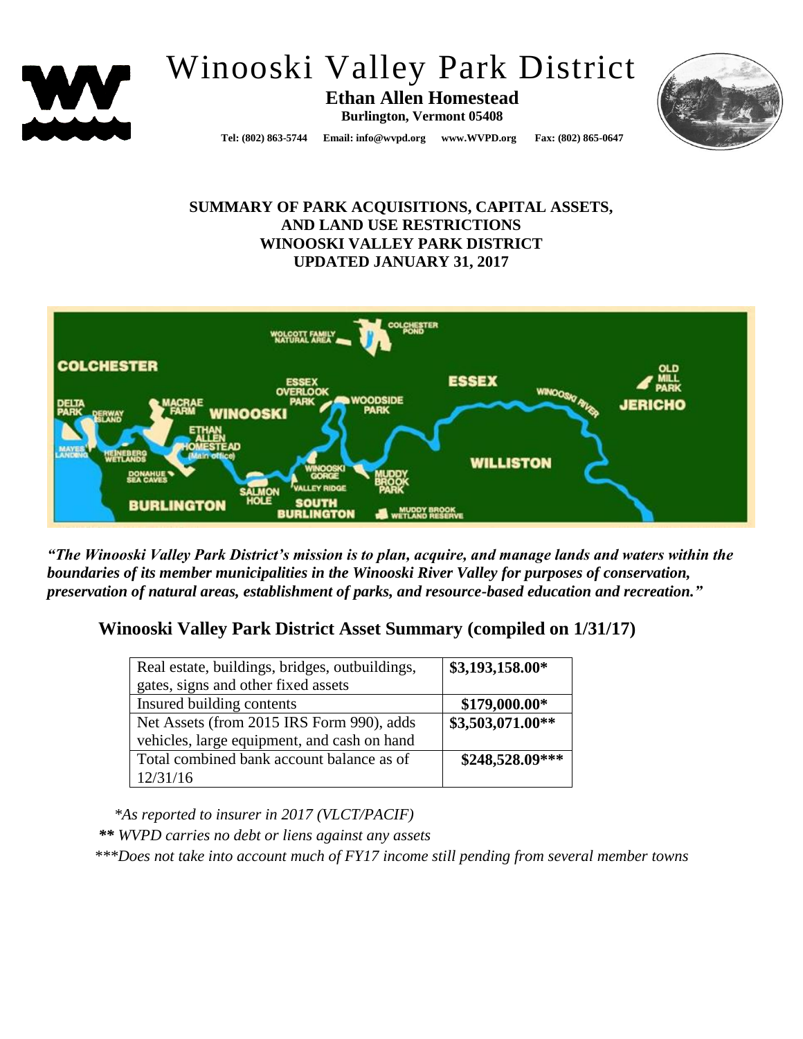# Winooski Valley Park District

**Ethan Allen Homestead**
**Burlington, Vermont 05408**

**Tel: (802) 863-5744 Email: info@wvpd.org www.WVPD.org Fax: (802) 865-0647**

**SUMMARY OF PARK ACQUISITIONS, CAPITAL ASSETS, AND LAND USE RESTRICTIONS**
**WINOOSKI VALLEY PARK DISTRICT**
**UPDATED JANUARY 31, 2017**

***"The Winooski Valley Park District's mission is to plan, acquire, and manage lands and waters within the boundaries of its member municipalities in the Winooski River Valley for purposes of conservation, preservation of natural areas, establishment of parks, and resource-based education and recreation."***

## Winooski Valley Park District Asset Summary (compiled on 1/31/17)

| | |
|---|---|
| Real estate, buildings, bridges, outbuildings, gates, signs and other fixed assets | **$3,193,158.00*** |
| Insured building contents | **$179,000.00*** |
| Net Assets (from 2015 IRS Form 990), adds vehicles, large equipment, and cash on hand | **$3,503,071.00**** |
| Total combined bank account balance as of 12/31/16 | **$248,528.09***** |

*\*As reported to insurer in 2017 (VLCT/PACIF)*

*\*\* WVPD carries no debt or liens against any assets*

*\*\*\*Does not take into account much of FY17 income still pending from several member towns*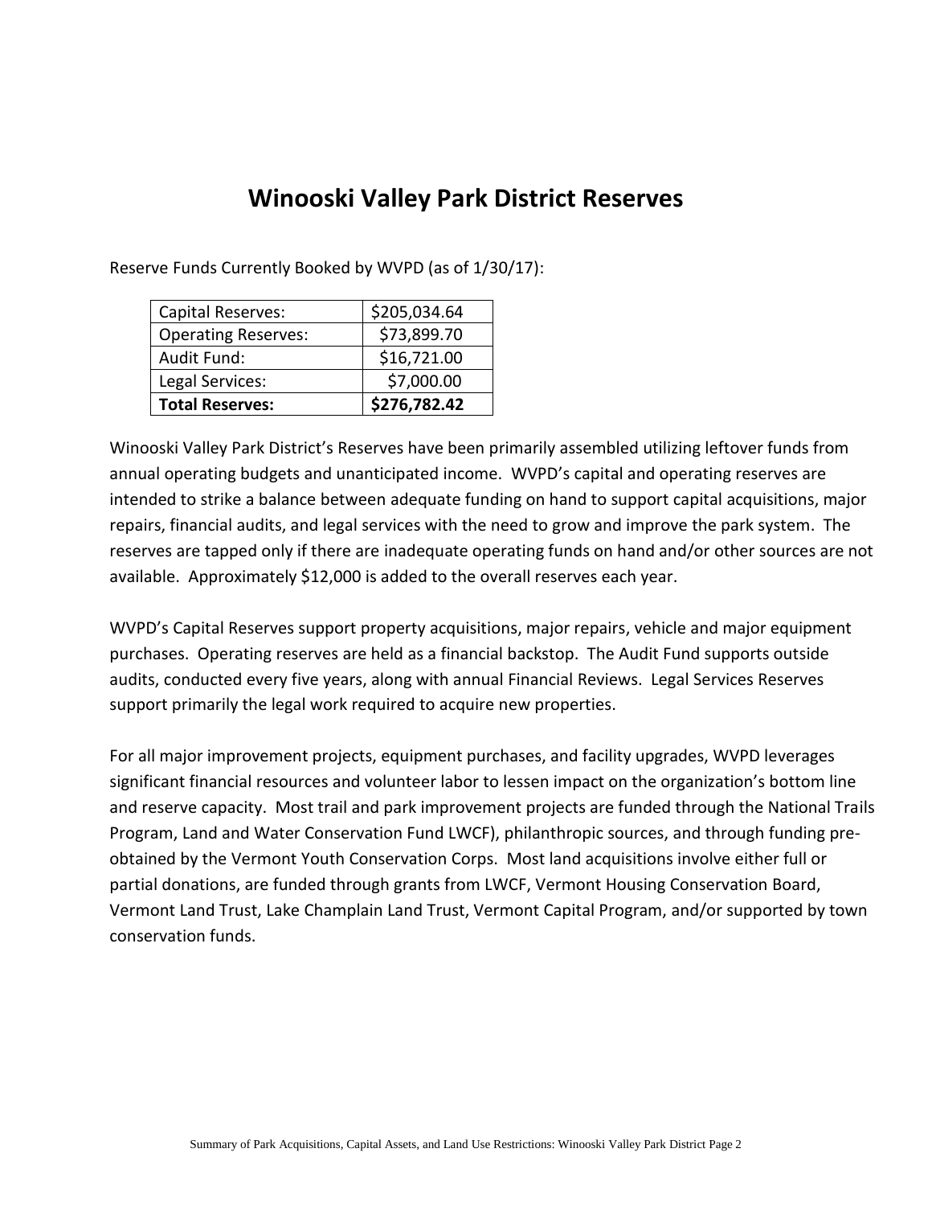# Winooski Valley Park District Reserves

Reserve Funds Currently Booked by WVPD (as of 1/30/17):

| | |
|---|---|
| Capital Reserves: | $205,034.64 |
| Operating Reserves: | $73,899.70 |
| Audit Fund: | $16,721.00 |
| Legal Services: | $7,000.00 |
| **Total Reserves:** | **$276,782.42** |

Winooski Valley Park District's Reserves have been primarily assembled utilizing leftover funds from annual operating budgets and unanticipated income. WVPD's capital and operating reserves are intended to strike a balance between adequate funding on hand to support capital acquisitions, major repairs, financial audits, and legal services with the need to grow and improve the park system. The reserves are tapped only if there are inadequate operating funds on hand and/or other sources are not available. Approximately $12,000 is added to the overall reserves each year.

WVPD's Capital Reserves support property acquisitions, major repairs, vehicle and major equipment purchases. Operating reserves are held as a financial backstop. The Audit Fund supports outside audits, conducted every five years, along with annual Financial Reviews. Legal Services Reserves support primarily the legal work required to acquire new properties.

For all major improvement projects, equipment purchases, and facility upgrades, WVPD leverages significant financial resources and volunteer labor to lessen impact on the organization's bottom line and reserve capacity. Most trail and park improvement projects are funded through the National Trails Program, Land and Water Conservation Fund LWCF), philanthropic sources, and through funding pre-obtained by the Vermont Youth Conservation Corps. Most land acquisitions involve either full or partial donations, are funded through grants from LWCF, Vermont Housing Conservation Board, Vermont Land Trust, Lake Champlain Land Trust, Vermont Capital Program, and/or supported by town conservation funds.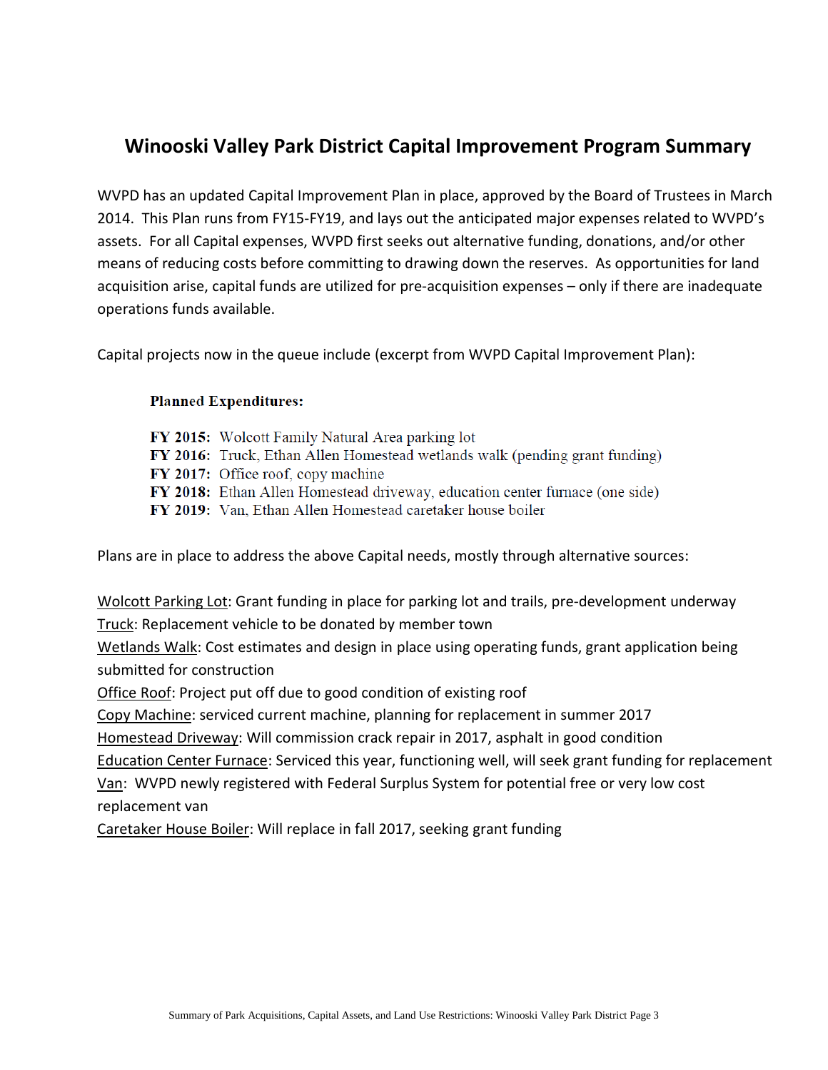# Winooski Valley Park District Capital Improvement Program Summary

WVPD has an updated Capital Improvement Plan in place, approved by the Board of Trustees in March 2014. This Plan runs from FY15-FY19, and lays out the anticipated major expenses related to WVPD's assets. For all Capital expenses, WVPD first seeks out alternative funding, donations, and/or other means of reducing costs before committing to drawing down the reserves. As opportunities for land acquisition arise, capital funds are utilized for pre-acquisition expenses – only if there are inadequate operations funds available.

Capital projects now in the queue include (excerpt from WVPD Capital Improvement Plan):

**Planned Expenditures:**

**FY 2015:** Wolcott Family Natural Area parking lot
**FY 2016:** Truck, Ethan Allen Homestead wetlands walk (pending grant funding)
**FY 2017:** Office roof, copy machine
**FY 2018:** Ethan Allen Homestead driveway, education center furnace (one side)
**FY 2019:** Van, Ethan Allen Homestead caretaker house boiler

Plans are in place to address the above Capital needs, mostly through alternative sources:

<u>Wolcott Parking Lot</u>: Grant funding in place for parking lot and trails, pre-development underway
<u>Truck</u>: Replacement vehicle to be donated by member town
<u>Wetlands Walk</u>: Cost estimates and design in place using operating funds, grant application being submitted for construction
<u>Office Roof</u>: Project put off due to good condition of existing roof
<u>Copy Machine</u>: serviced current machine, planning for replacement in summer 2017
<u>Homestead Driveway</u>: Will commission crack repair in 2017, asphalt in good condition
<u>Education Center Furnace</u>: Serviced this year, functioning well, will seek grant funding for replacement
<u>Van</u>: WVPD newly registered with Federal Surplus System for potential free or very low cost replacement van
<u>Caretaker House Boiler</u>: Will replace in fall 2017, seeking grant funding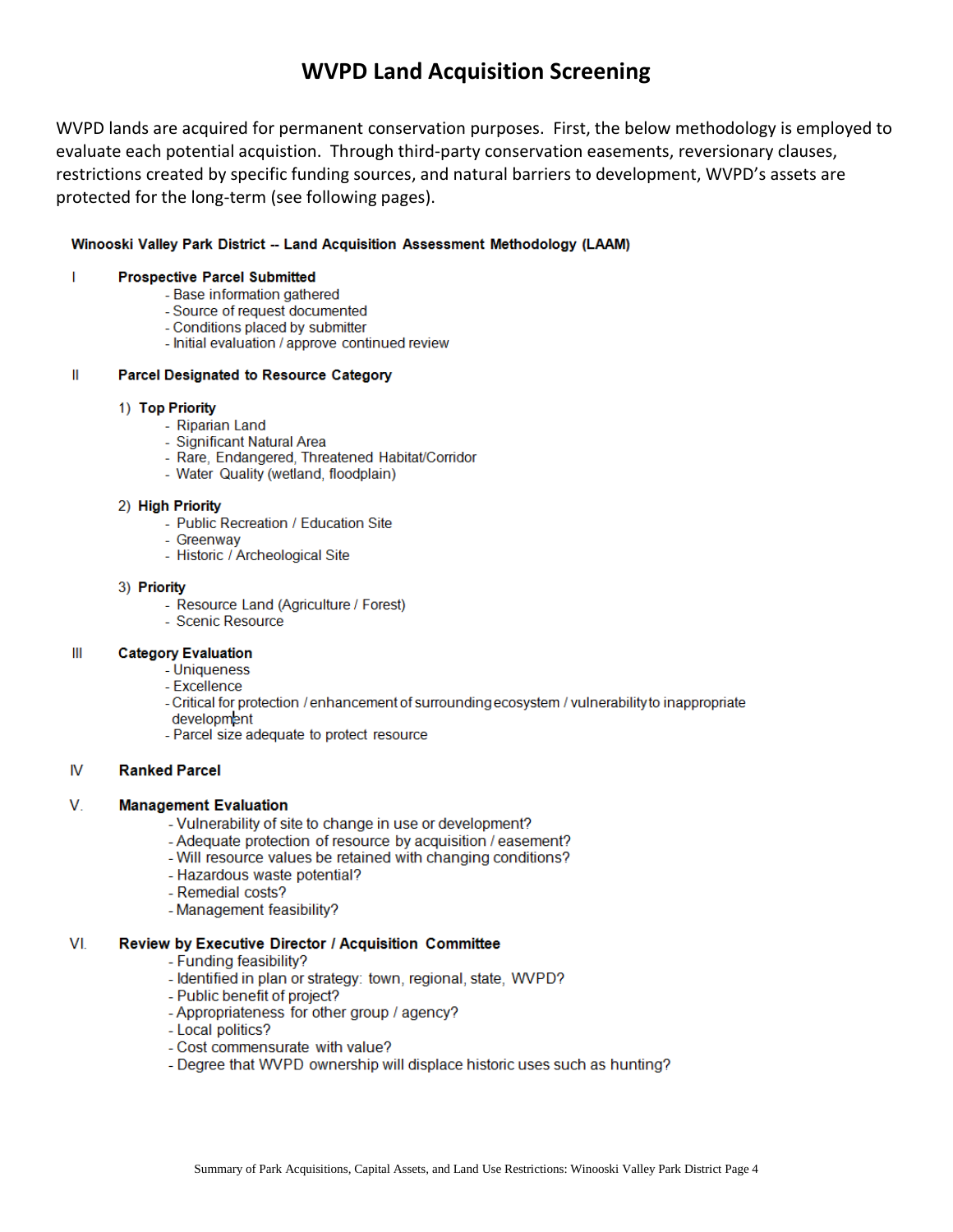# WVPD Land Acquisition Screening

WVPD lands are acquired for permanent conservation purposes. First, the below methodology is employed to evaluate each potential acquistion. Through third-party conservation easements, reversionary clauses, restrictions created by specific funding sources, and natural barriers to development, WVPD's assets are protected for the long-term (see following pages).

**Winooski Valley Park District -- Land Acquisition Assessment Methodology (LAAM)**

**I Prospective Parcel Submitted**

- Base information gathered
- Source of request documented
- Conditions placed by submitter
- Initial evaluation / approve continued review

**II Parcel Designated to Resource Category**

1) **Top Priority**
   - Riparian Land
   - Significant Natural Area
   - Rare, Endangered, Threatened Habitat/Corridor
   - Water Quality (wetland, floodplain)

2) **High Priority**
   - Public Recreation / Education Site
   - Greenway
   - Historic / Archeological Site

3) **Priority**
   - Resource Land (Agriculture / Forest)
   - Scenic Resource

**III Category Evaluation**

- Uniqueness
- Excellence
- Critical for protection / enhancement of surrounding ecosystem / vulnerability to inappropriate development
- Parcel size adequate to protect resource

**IV Ranked Parcel**

**V. Management Evaluation**

- Vulnerability of site to change in use or development?
- Adequate protection of resource by acquisition / easement?
- Will resource values be retained with changing conditions?
- Hazardous waste potential?
- Remedial costs?
- Management feasibility?

**VI. Review by Executive Director / Acquisition Committee**

- Funding feasibility?
- Identified in plan or strategy: town, regional, state, WVPD?
- Public benefit of project?
- Appropriateness for other group / agency?
- Local politics?
- Cost commensurate with value?
- Degree that WVPD ownership will displace historic uses such as hunting?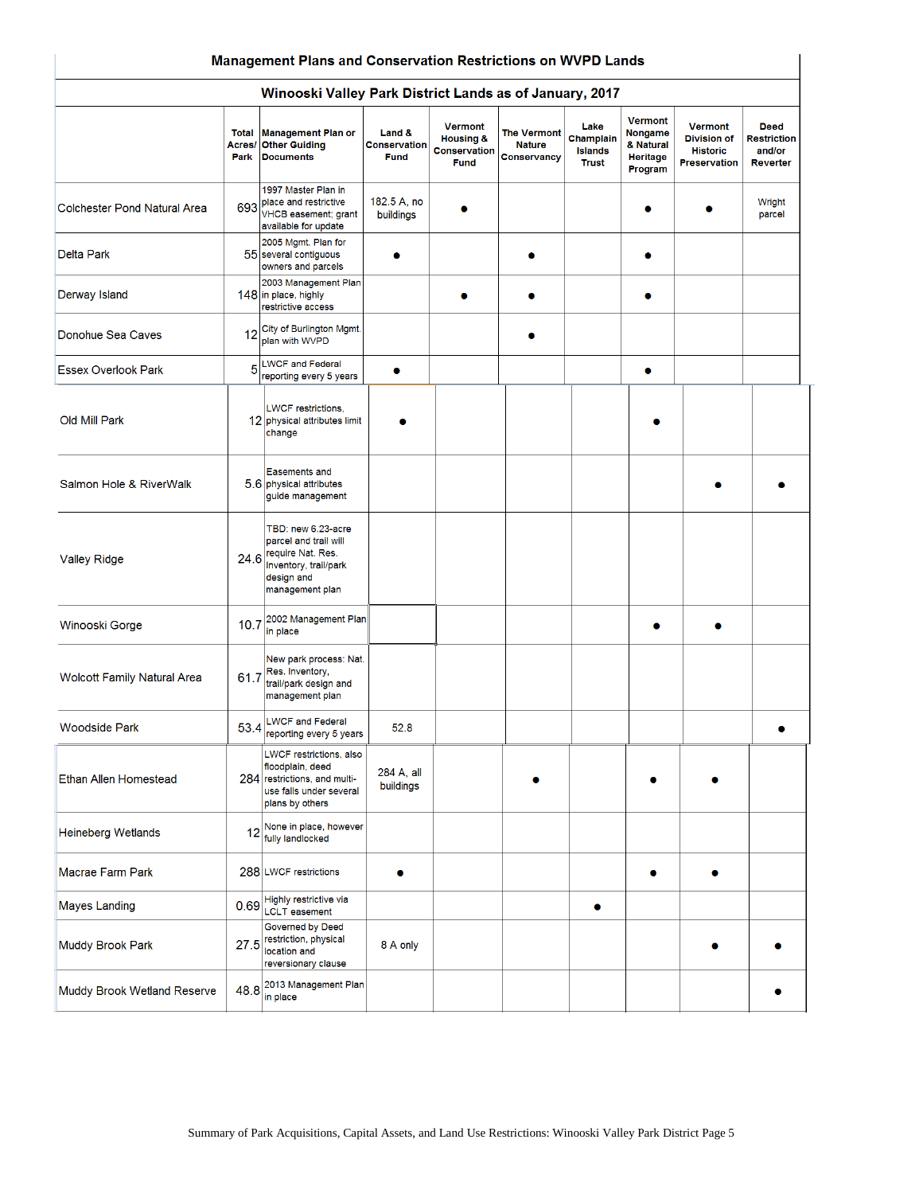## Management Plans and Conservation Restrictions on WVPD Lands

### Winooski Valley Park District Lands as of January, 2017

| | Total Acres/ Park | Management Plan or Other Guiding Documents | Land & Conservation Fund | Vermont Housing & Conservation Fund | The Vermont Nature Conservancy | Lake Champlain Islands Trust | Vermont Nongame & Natural Heritage Program | Vermont Division of Historic Preservation | Deed Restriction and/or Reverter |
|---|---|---|---|---|---|---|---|---|---|
| Colchester Pond Natural Area | 693 | 1997 Master Plan in place and restrictive VHCB easement; grant available for update | 182.5 A, no buildings | ● | | | ● | ● | Wright parcel |
| Delta Park | 55 | 2005 Mgmt. Plan for several contiguous owners and parcels | ● | | ● | | ● | | |
| Derway Island | 148 | 2003 Management Plan in place, highly restrictive access | | ● | ● | | ● | | |
| Donohue Sea Caves | 12 | City of Burlington Mgmt. plan with WVPD | | | ● | | | | |
| Essex Overlook Park | 5 | LWCF and Federal reporting every 5 years | ● | | | | ● | | |
| Old Mill Park | 12 | LWCF restrictions, physical attributes limit change | ● | | | | ● | | |
| Salmon Hole & RiverWalk | 5.6 | Easements and physical attributes guide management | | | | | | ● | ● |
| Valley Ridge | 24.6 | TBD: new 6.23-acre parcel and trail will require Nat. Res. Inventory, trail/park design and management plan | | | | | | | |
| Winooski Gorge | 10.7 | 2002 Management Plan in place | | | | | ● | ● | |
| Wolcott Family Natural Area | 61.7 | New park process: Nat. Res. Inventory, trail/park design and management plan | | | | | | | |
| Woodside Park | 53.4 | LWCF and Federal reporting every 5 years | 52.8 | | | | | | ● |
| Ethan Allen Homestead | 284 | LWCF restrictions, also floodplain, deed restrictions, and multi-use falls under several plans by others | 284 A, all buildings | | ● | | ● | ● | |
| Heineberg Wetlands | 12 | None in place, however fully landlocked | | | | | | | |
| Macrae Farm Park | 288 | LWCF restrictions | ● | | | | ● | ● | |
| Mayes Landing | 0.69 | Highly restrictive via LCLT easement | | | | ● | | | |
| Muddy Brook Park | 27.5 | Governed by Deed restriction, physical location and reversionary clause | 8 A only | | | | | ● | ● |
| Muddy Brook Wetland Reserve | 48.8 | 2013 Management Plan in place | | | | | | | ● |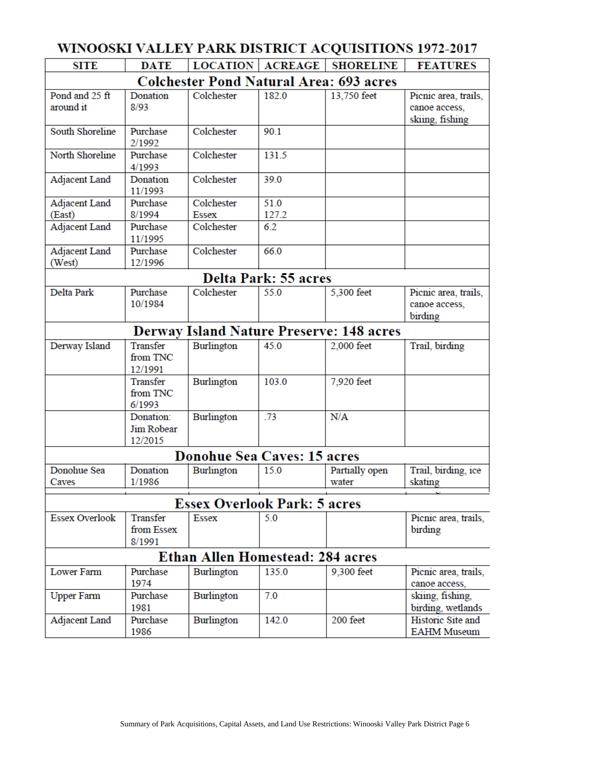# WINOOSKI VALLEY PARK DISTRICT ACQUISITIONS 1972-2017

| SITE | DATE | LOCATION | ACREAGE | SHORELINE | FEATURES |
|---|---|---|---|---|---|
| **Colchester Pond Natural Area: 693 acres** | | | | | |
| Pond and 25 ft around it | Donation 8/93 | Colchester | 182.0 | 13,750 feet | Picnic area, trails, canoe access, skiing, fishing |
| South Shoreline | Purchase 2/1992 | Colchester | 90.1 | | |
| North Shoreline | Purchase 4/1993 | Colchester | 131.5 | | |
| Adjacent Land | Donation 11/1993 | Colchester | 39.0 | | |
| Adjacent Land (East) | Purchase 8/1994 | Colchester Essex | 51.0 127.2 | | |
| Adjacent Land | Purchase 11/1995 | Colchester | 6.2 | | |
| Adjacent Land (West) | Purchase 12/1996 | Colchester | 66.0 | | |
| **Delta Park: 55 acres** | | | | | |
| Delta Park | Purchase 10/1984 | Colchester | 55.0 | 5,300 feet | Picnic area, trails, canoe access, birding |
| **Derway Island Nature Preserve: 148 acres** | | | | | |
| Derway Island | Transfer from TNC 12/1991 | Burlington | 45.0 | 2,000 feet | Trail, birding |
| | Transfer from TNC 6/1993 | Burlington | 103.0 | 7,920 feet | |
| | Donation: Jim Robear 12/2015 | Burlington | .73 | N/A | |
| **Donohue Sea Caves: 15 acres** | | | | | |
| Donohue Sea Caves | Donation 1/1986 | Burlington | 15.0 | Partially open water | Trail, birding, ice skating |
| **Essex Overlook Park: 5 acres** | | | | | |
| Essex Overlook | Transfer from Essex 8/1991 | Essex | 5.0 | | Picnic area, trails, birding |
| **Ethan Allen Homestead: 284 acres** | | | | | |
| Lower Farm | Purchase 1974 | Burlington | 135.0 | 9,300 feet | Picnic area, trails, canoe access, |
| Upper Farm | Purchase 1981 | Burlington | 7.0 | | skiing, fishing, birding, wetlands |
| Adjacent Land | Purchase 1986 | Burlington | 142.0 | 200 feet | Historic Site and EAHM Museum |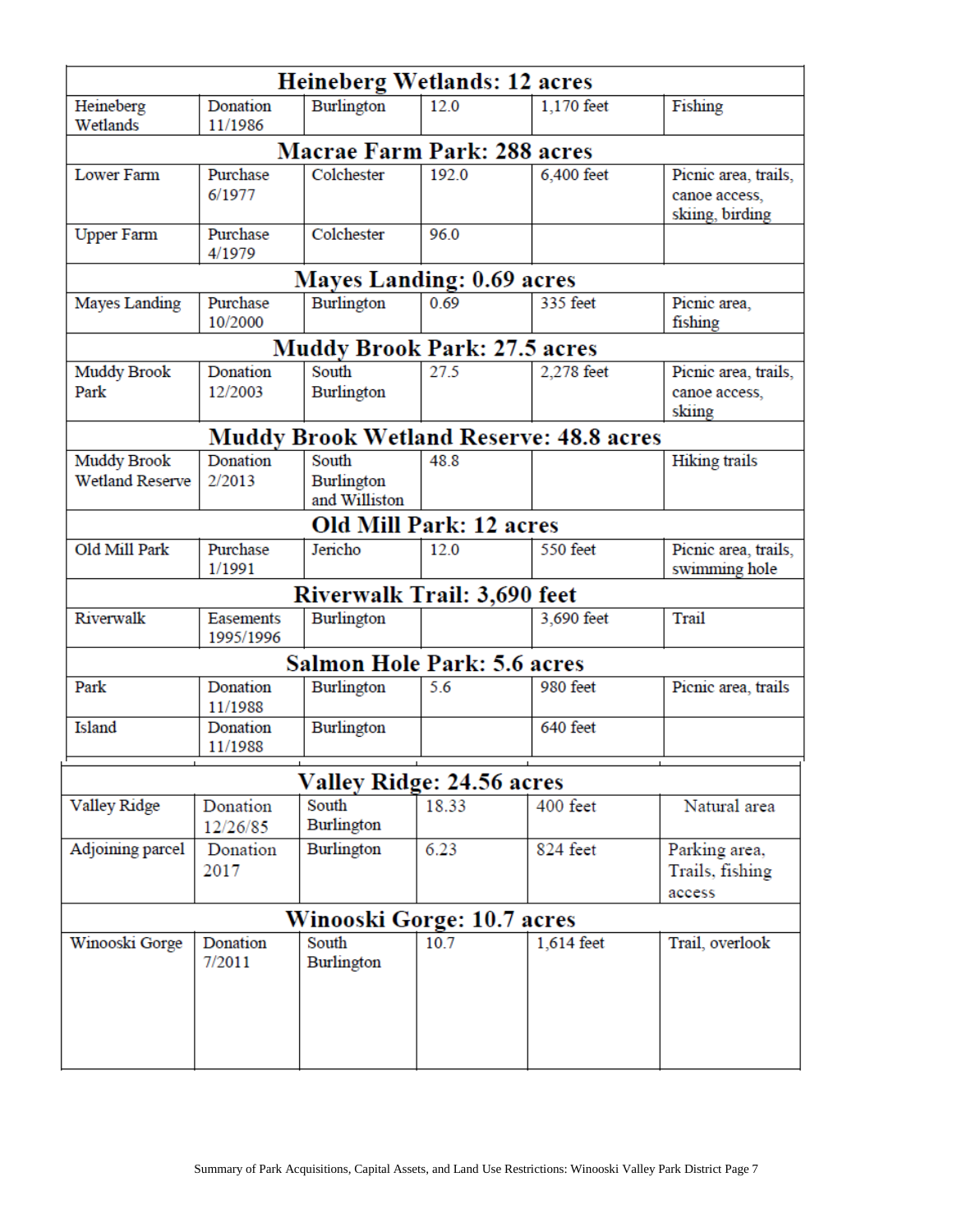| | | | | | |
|---|---|---|---|---|---|
| **Heineberg Wetlands: 12 acres** | | | | | |
| Heineberg Wetlands | Donation 11/1986 | Burlington | 12.0 | 1,170 feet | Fishing |
| **Macrae Farm Park: 288 acres** | | | | | |
| Lower Farm | Purchase 6/1977 | Colchester | 192.0 | 6,400 feet | Picnic area, trails, canoe access, skiing, birding |
| Upper Farm | Purchase 4/1979 | Colchester | 96.0 | | |
| **Mayes Landing: 0.69 acres** | | | | | |
| Mayes Landing | Purchase 10/2000 | Burlington | 0.69 | 335 feet | Picnic area, fishing |
| **Muddy Brook Park: 27.5 acres** | | | | | |
| Muddy Brook Park | Donation 12/2003 | South Burlington | 27.5 | 2,278 feet | Picnic area, trails, canoe access, skiing |
| **Muddy Brook Wetland Reserve: 48.8 acres** | | | | | |
| Muddy Brook Wetland Reserve | Donation 2/2013 | South Burlington and Williston | 48.8 | | Hiking trails |
| **Old Mill Park: 12 acres** | | | | | |
| Old Mill Park | Purchase 1/1991 | Jericho | 12.0 | 550 feet | Picnic area, trails, swimming hole |
| **Riverwalk Trail: 3,690 feet** | | | | | |
| Riverwalk | Easements 1995/1996 | Burlington | | 3,690 feet | Trail |
| **Salmon Hole Park: 5.6 acres** | | | | | |
| Park | Donation 11/1988 | Burlington | 5.6 | 980 feet | Picnic area, trails |
| Island | Donation 11/1988 | Burlington | | 640 feet | |
| **Valley Ridge: 24.56 acres** | | | | | |
| Valley Ridge | Donation 12/26/85 | South Burlington | 18.33 | 400 feet | Natural area |
| Adjoining parcel | Donation 2017 | Burlington | 6.23 | 824 feet | Parking area, Trails, fishing access |
| **Winooski Gorge: 10.7 acres** | | | | | |
| Winooski Gorge | Donation 7/2011 | South Burlington | 10.7 | 1,614 feet | Trail, overlook |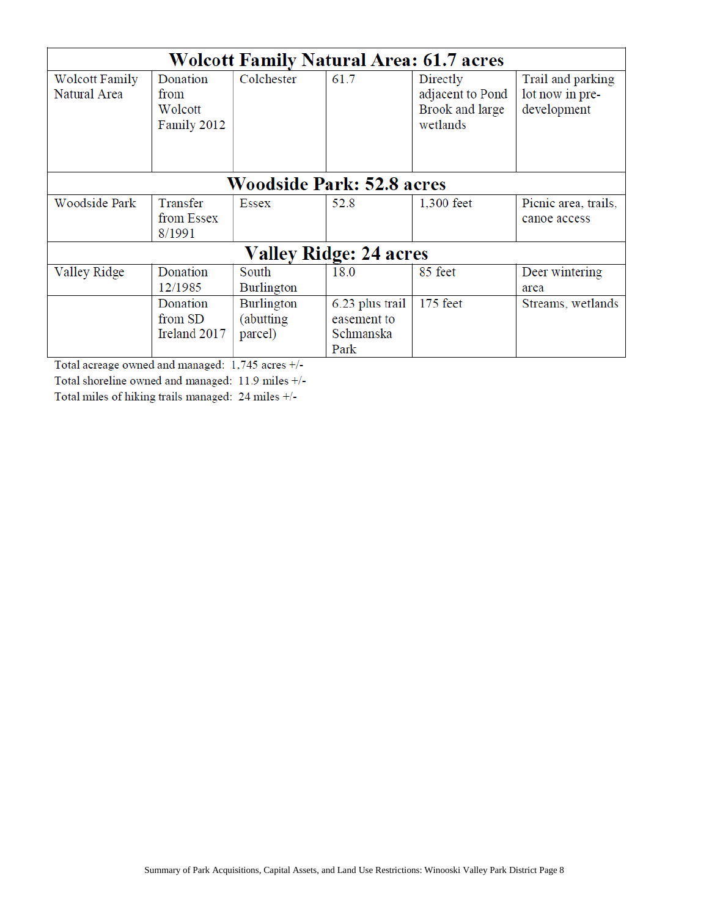| | | | | | |
|---|---|---|---|---|---|
| **Wolcott Family Natural Area: 61.7 acres** | | | | | |
| Wolcott Family Natural Area | Donation from Wolcott Family 2012 | Colchester | 61.7 | Directly adjacent to Pond Brook and large wetlands | Trail and parking lot now in pre-development |
| **Woodside Park: 52.8 acres** | | | | | |
| Woodside Park | Transfer from Essex 8/1991 | Essex | 52.8 | 1,300 feet | Picnic area, trails, canoe access |
| **Valley Ridge: 24 acres** | | | | | |
| Valley Ridge | Donation 12/1985 | South Burlington | 18.0 | 85 feet | Deer wintering area |
| | Donation from SD Ireland 2017 | Burlington (abutting parcel) | 6.23 plus trail easement to Schmanska Park | 175 feet | Streams, wetlands |

Total acreage owned and managed: 1,745 acres +/-

Total shoreline owned and managed: 11.9 miles +/-

Total miles of hiking trails managed: 24 miles +/-

Summary of Park Acquisitions, Capital Assets, and Land Use Restrictions: Winooski Valley Park District